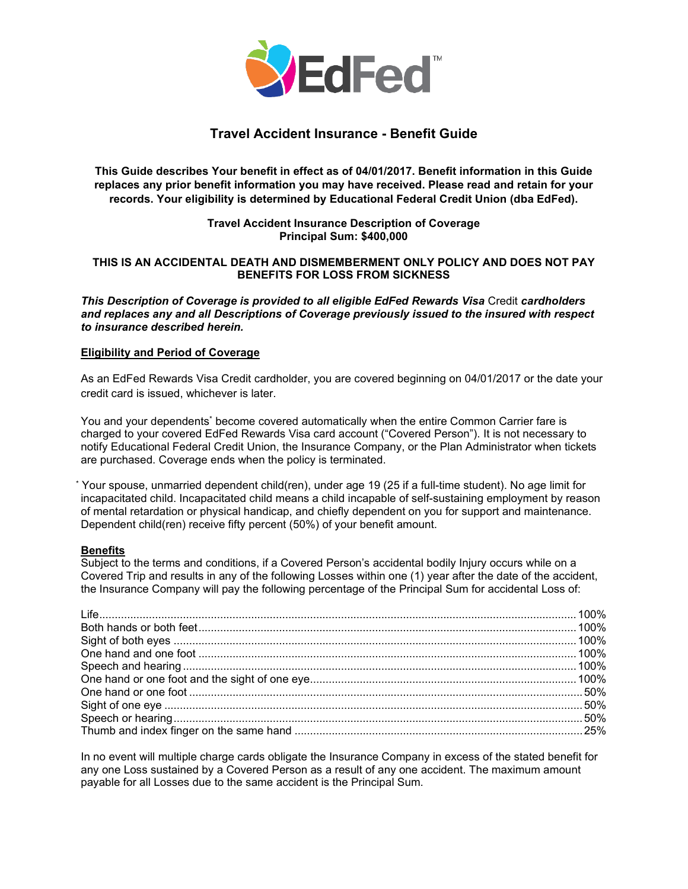# Travel Accident Insurance - Benefit Guide

**This Guide describes Your benefit in effect as of 04/01/2017. Benefit information in this Guide replaces any prior benefit information you may have received. Please read and retain for your records. Your eligibility is determined by Educational Federal Credit Union (dba EdFed).**

**Travel Accident Insurance Description of Coverage**
**Principal Sum: $400,000**

**THIS IS AN ACCIDENTAL DEATH AND DISMEMBERMENT ONLY POLICY AND DOES NOT PAY BENEFITS FOR LOSS FROM SICKNESS**

***This Description of Coverage is provided to all eligible EdFed Rewards Visa*** Credit ***cardholders and replaces any and all Descriptions of Coverage previously issued to the insured with respect to insurance described herein.***

## Eligibility and Period of Coverage

As an EdFed Rewards Visa Credit cardholder, you are covered beginning on 04/01/2017 or the date your credit card is issued, whichever is later.

You and your dependents* become covered automatically when the entire Common Carrier fare is charged to your covered EdFed Rewards Visa card account ("Covered Person"). It is not necessary to notify Educational Federal Credit Union, the Insurance Company, or the Plan Administrator when tickets are purchased. Coverage ends when the policy is terminated.

* Your spouse, unmarried dependent child(ren), under age 19 (25 if a full-time student). No age limit for incapacitated child. Incapacitated child means a child incapable of self-sustaining employment by reason of mental retardation or physical handicap, and chiefly dependent on you for support and maintenance. Dependent child(ren) receive fifty percent (50%) of your benefit amount.

## Benefits

Subject to the terms and conditions, if a Covered Person's accidental bodily Injury occurs while on a Covered Trip and results in any of the following Losses within one (1) year after the date of the accident, the Insurance Company will pay the following percentage of the Principal Sum for accidental Loss of:

| Loss | Percentage |
|---|---|
| Life | 100% |
| Both hands or both feet | 100% |
| Sight of both eyes | 100% |
| One hand and one foot | 100% |
| Speech and hearing | 100% |
| One hand or one foot and the sight of one eye | 100% |
| One hand or one foot | 50% |
| Sight of one eye | 50% |
| Speech or hearing | 50% |
| Thumb and index finger on the same hand | 25% |

In no event will multiple charge cards obligate the Insurance Company in excess of the stated benefit for any one Loss sustained by a Covered Person as a result of any one accident. The maximum amount payable for all Losses due to the same accident is the Principal Sum.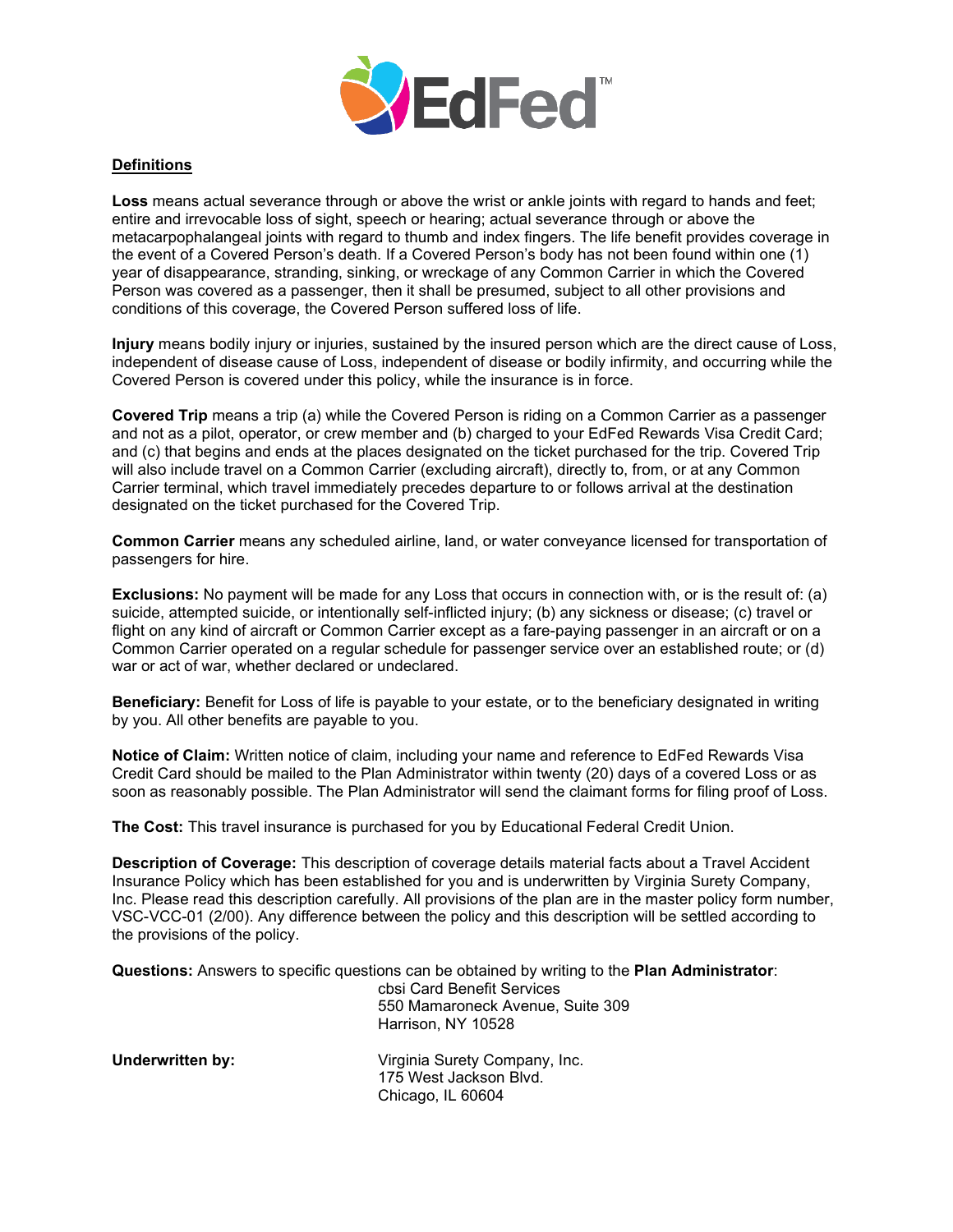## Definitions

**Loss** means actual severance through or above the wrist or ankle joints with regard to hands and feet; entire and irrevocable loss of sight, speech or hearing; actual severance through or above the metacarpophalangeal joints with regard to thumb and index fingers. The life benefit provides coverage in the event of a Covered Person's death. If a Covered Person's body has not been found within one (1) year of disappearance, stranding, sinking, or wreckage of any Common Carrier in which the Covered Person was covered as a passenger, then it shall be presumed, subject to all other provisions and conditions of this coverage, the Covered Person suffered loss of life.

**Injury** means bodily injury or injuries, sustained by the insured person which are the direct cause of Loss, independent of disease cause of Loss, independent of disease or bodily infirmity, and occurring while the Covered Person is covered under this policy, while the insurance is in force.

**Covered Trip** means a trip (a) while the Covered Person is riding on a Common Carrier as a passenger and not as a pilot, operator, or crew member and (b) charged to your EdFed Rewards Visa Credit Card; and (c) that begins and ends at the places designated on the ticket purchased for the trip. Covered Trip will also include travel on a Common Carrier (excluding aircraft), directly to, from, or at any Common Carrier terminal, which travel immediately precedes departure to or follows arrival at the destination designated on the ticket purchased for the Covered Trip.

**Common Carrier** means any scheduled airline, land, or water conveyance licensed for transportation of passengers for hire.

**Exclusions:** No payment will be made for any Loss that occurs in connection with, or is the result of: (a) suicide, attempted suicide, or intentionally self-inflicted injury; (b) any sickness or disease; (c) travel or flight on any kind of aircraft or Common Carrier except as a fare-paying passenger in an aircraft or on a Common Carrier operated on a regular schedule for passenger service over an established route; or (d) war or act of war, whether declared or undeclared.

**Beneficiary:** Benefit for Loss of life is payable to your estate, or to the beneficiary designated in writing by you. All other benefits are payable to you.

**Notice of Claim:** Written notice of claim, including your name and reference to EdFed Rewards Visa Credit Card should be mailed to the Plan Administrator within twenty (20) days of a covered Loss or as soon as reasonably possible. The Plan Administrator will send the claimant forms for filing proof of Loss.

**The Cost:** This travel insurance is purchased for you by Educational Federal Credit Union.

**Description of Coverage:** This description of coverage details material facts about a Travel Accident Insurance Policy which has been established for you and is underwritten by Virginia Surety Company, Inc. Please read this description carefully. All provisions of the plan are in the master policy form number, VSC-VCC-01 (2/00). Any difference between the policy and this description will be settled according to the provisions of the policy.

**Questions:** Answers to specific questions can be obtained by writing to the **Plan Administrator**:

cbsi Card Benefit Services
550 Mamaroneck Avenue, Suite 309
Harrison, NY 10528

**Underwritten by:**

Virginia Surety Company, Inc.
175 West Jackson Blvd.
Chicago, IL 60604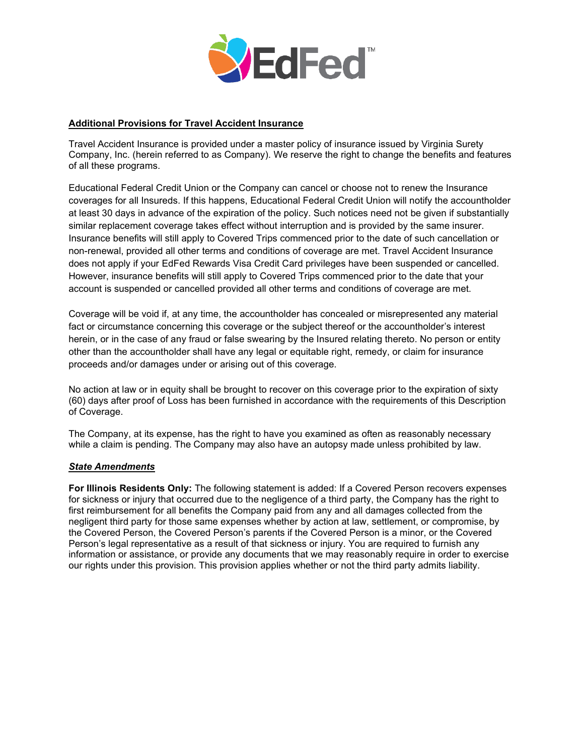**Additional Provisions for Travel Accident Insurance**

Travel Accident Insurance is provided under a master policy of insurance issued by Virginia Surety Company, Inc. (herein referred to as Company). We reserve the right to change the benefits and features of all these programs.

Educational Federal Credit Union or the Company can cancel or choose not to renew the Insurance coverages for all Insureds. If this happens, Educational Federal Credit Union will notify the accountholder at least 30 days in advance of the expiration of the policy. Such notices need not be given if substantially similar replacement coverage takes effect without interruption and is provided by the same insurer. Insurance benefits will still apply to Covered Trips commenced prior to the date of such cancellation or non-renewal, provided all other terms and conditions of coverage are met. Travel Accident Insurance does not apply if your EdFed Rewards Visa Credit Card privileges have been suspended or cancelled. However, insurance benefits will still apply to Covered Trips commenced prior to the date that your account is suspended or cancelled provided all other terms and conditions of coverage are met.

Coverage will be void if, at any time, the accountholder has concealed or misrepresented any material fact or circumstance concerning this coverage or the subject thereof or the accountholder's interest herein, or in the case of any fraud or false swearing by the Insured relating thereto. No person or entity other than the accountholder shall have any legal or equitable right, remedy, or claim for insurance proceeds and/or damages under or arising out of this coverage.

No action at law or in equity shall be brought to recover on this coverage prior to the expiration of sixty (60) days after proof of Loss has been furnished in accordance with the requirements of this Description of Coverage.

The Company, at its expense, has the right to have you examined as often as reasonably necessary while a claim is pending. The Company may also have an autopsy made unless prohibited by law.

***State Amendments***

**For Illinois Residents Only:** The following statement is added: If a Covered Person recovers expenses for sickness or injury that occurred due to the negligence of a third party, the Company has the right to first reimbursement for all benefits the Company paid from any and all damages collected from the negligent third party for those same expenses whether by action at law, settlement, or compromise, by the Covered Person, the Covered Person's parents if the Covered Person is a minor, or the Covered Person's legal representative as a result of that sickness or injury. You are required to furnish any information or assistance, or provide any documents that we may reasonably require in order to exercise our rights under this provision. This provision applies whether or not the third party admits liability.